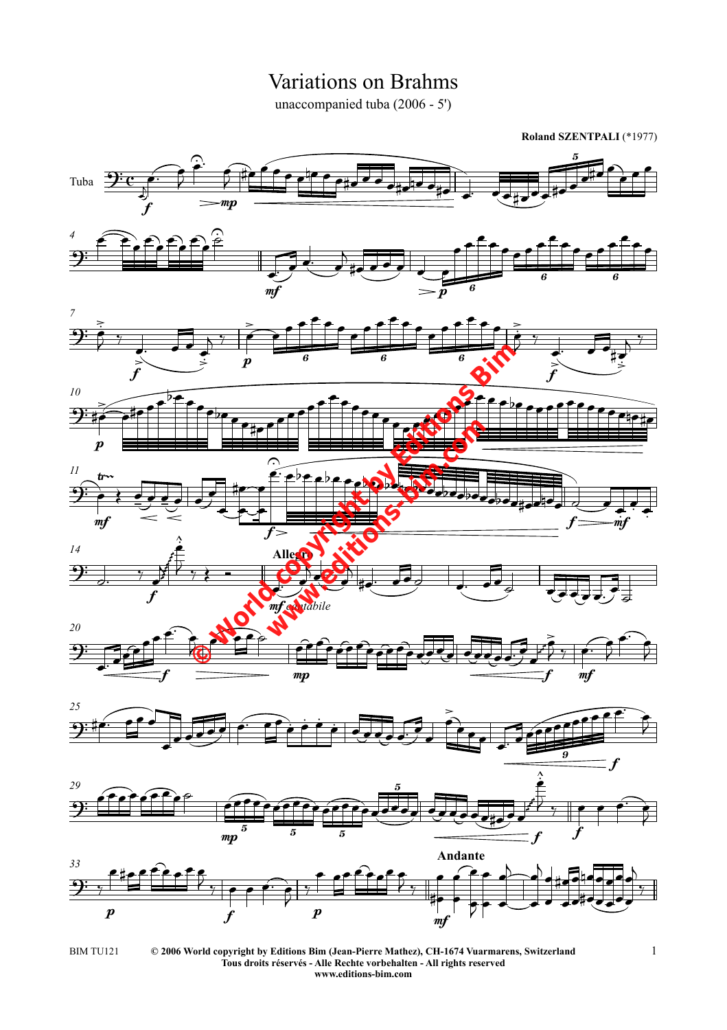# Variations on Brahms

unaccompanied tuba (2006 - 5')

**Roland SZENTPALI** (*1977)

© 2006 World copyright by Editions Bim (Jean-Pierre Mathez), CH-1674 Vuarmarens, Switzerland
Tous droits réservés - Alle Rechte vorbehalten - All rights reserved
www.editions-bim.com

BIM TU121